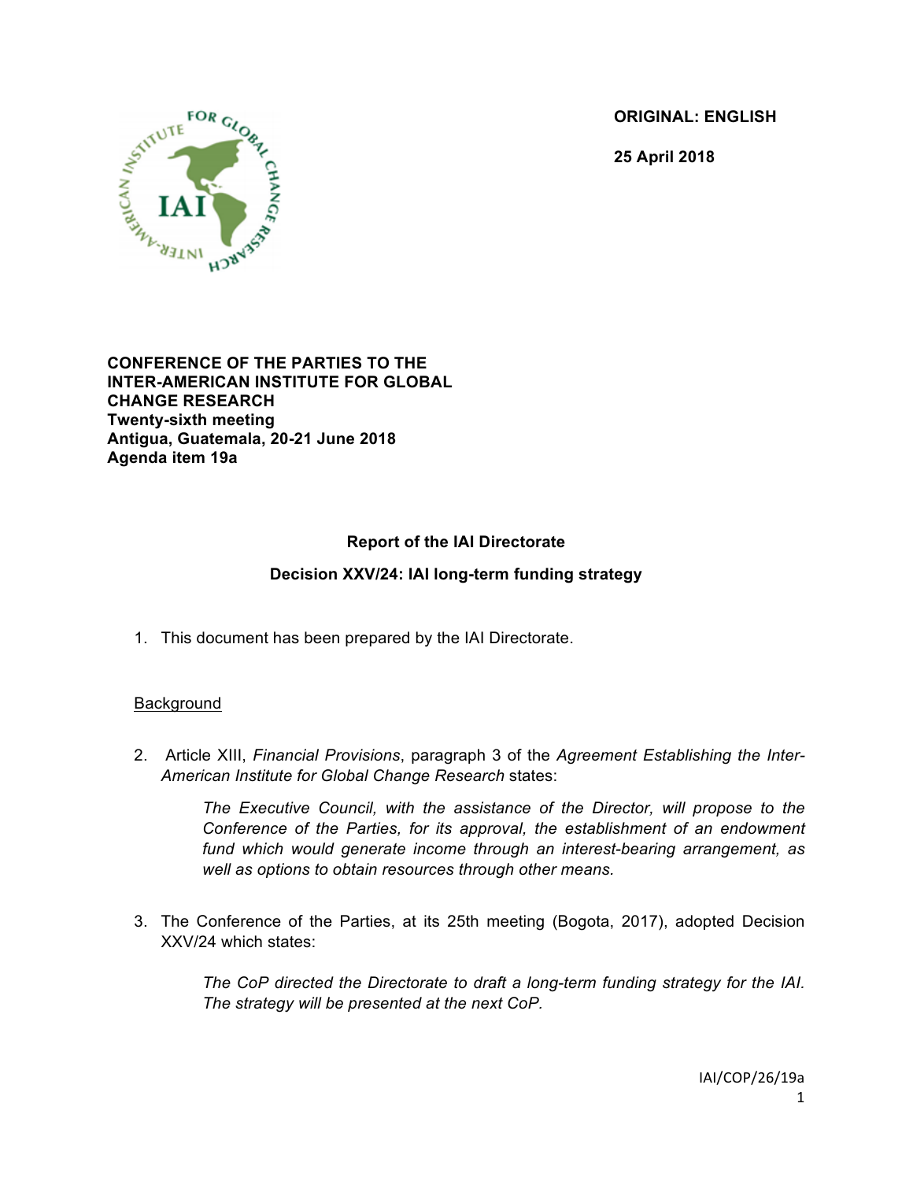**ORIGINAL: ENGLISH**

**25 April 2018**

**CONFERENCE OF THE PARTIES TO THE INTER-AMERICAN INSTITUTE FOR GLOBAL CHANGE RESEARCH**
**Twenty-sixth meeting**
**Antigua, Guatemala, 20-21 June 2018**
**Agenda item 19a**

## Report of the IAI Directorate

## Decision XXV/24: IAI long-term funding strategy

1. This document has been prepared by the IAI Directorate.

### Background

2. Article XIII, *Financial Provisions*, paragraph 3 of the *Agreement Establishing the Inter-American Institute for Global Change Research* states:

   > *The Executive Council, with the assistance of the Director, will propose to the Conference of the Parties, for its approval, the establishment of an endowment fund which would generate income through an interest-bearing arrangement, as well as options to obtain resources through other means.*

3. The Conference of the Parties, at its 25th meeting (Bogota, 2017), adopted Decision XXV/24 which states:

   > *The CoP directed the Directorate to draft a long-term funding strategy for the IAI. The strategy will be presented at the next CoP.*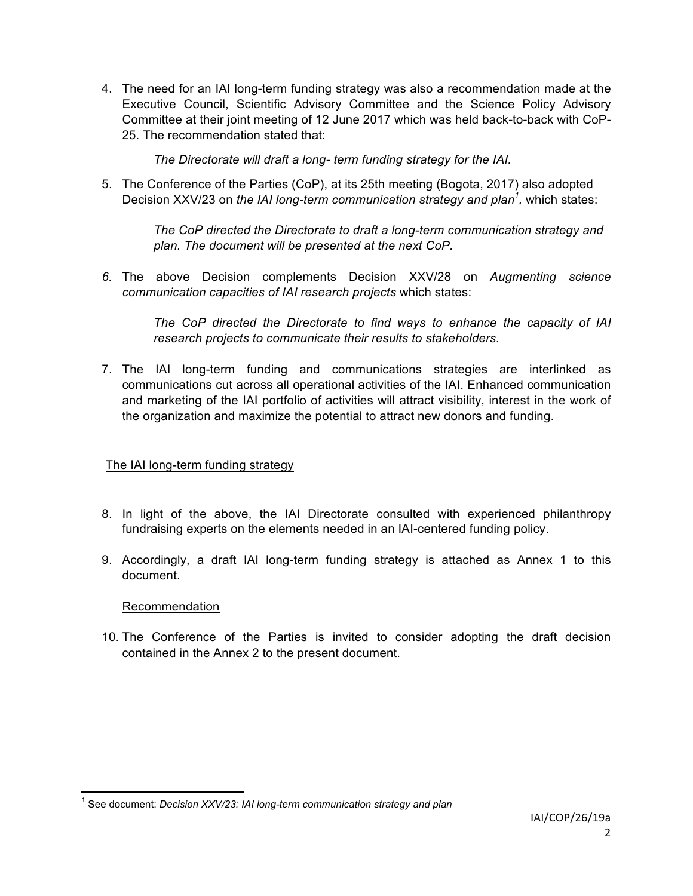4. The need for an IAI long-term funding strategy was also a recommendation made at the Executive Council, Scientific Advisory Committee and the Science Policy Advisory Committee at their joint meeting of 12 June 2017 which was held back-to-back with CoP-25. The recommendation stated that:

   *The Directorate will draft a long- term funding strategy for the IAI.*

5. The Conference of the Parties (CoP), at its 25th meeting (Bogota, 2017) also adopted Decision XXV/23 on *the IAI long-term communication strategy and plan*[1]*,* which states:

   *The CoP directed the Directorate to draft a long-term communication strategy and plan. The document will be presented at the next CoP.*

6. The above Decision complements Decision XXV/28 on *Augmenting science communication capacities of IAI research projects* which states:

   *The CoP directed the Directorate to find ways to enhance the capacity of IAI research projects to communicate their results to stakeholders.*

7. The IAI long-term funding and communications strategies are interlinked as communications cut across all operational activities of the IAI. Enhanced communication and marketing of the IAI portfolio of activities will attract visibility, interest in the work of the organization and maximize the potential to attract new donors and funding.

<u>The IAI long-term funding strategy</u>

8. In light of the above, the IAI Directorate consulted with experienced philanthropy fundraising experts on the elements needed in an IAI-centered funding policy.

9. Accordingly, a draft IAI long-term funding strategy is attached as Annex 1 to this document.

   <u>Recommendation</u>

10. The Conference of the Parties is invited to consider adopting the draft decision contained in the Annex 2 to the present document.

---

[1] See document: *Decision XXV/23: IAI long-term communication strategy and plan*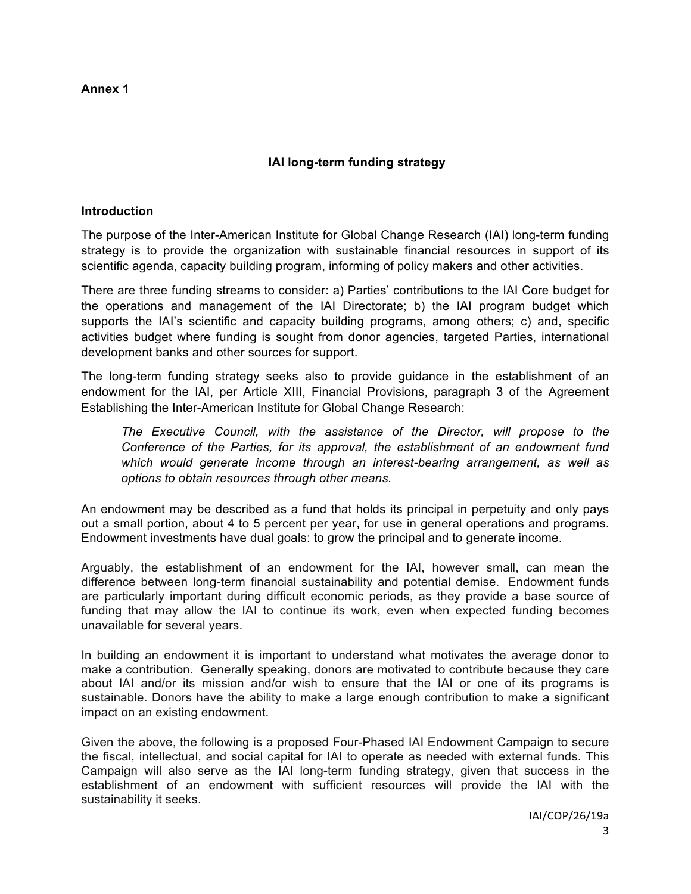**Annex 1**

## IAI long-term funding strategy

### Introduction

The purpose of the Inter-American Institute for Global Change Research (IAI) long-term funding strategy is to provide the organization with sustainable financial resources in support of its scientific agenda, capacity building program, informing of policy makers and other activities.

There are three funding streams to consider: a) Parties' contributions to the IAI Core budget for the operations and management of the IAI Directorate; b) the IAI program budget which supports the IAI's scientific and capacity building programs, among others; c) and, specific activities budget where funding is sought from donor agencies, targeted Parties, international development banks and other sources for support.

The long-term funding strategy seeks also to provide guidance in the establishment of an endowment for the IAI, per Article XIII, Financial Provisions, paragraph 3 of the Agreement Establishing the Inter-American Institute for Global Change Research:

> *The Executive Council, with the assistance of the Director, will propose to the Conference of the Parties, for its approval, the establishment of an endowment fund which would generate income through an interest-bearing arrangement, as well as options to obtain resources through other means.*

An endowment may be described as a fund that holds its principal in perpetuity and only pays out a small portion, about 4 to 5 percent per year, for use in general operations and programs. Endowment investments have dual goals: to grow the principal and to generate income.

Arguably, the establishment of an endowment for the IAI, however small, can mean the difference between long-term financial sustainability and potential demise. Endowment funds are particularly important during difficult economic periods, as they provide a base source of funding that may allow the IAI to continue its work, even when expected funding becomes unavailable for several years.

In building an endowment it is important to understand what motivates the average donor to make a contribution. Generally speaking, donors are motivated to contribute because they care about IAI and/or its mission and/or wish to ensure that the IAI or one of its programs is sustainable. Donors have the ability to make a large enough contribution to make a significant impact on an existing endowment.

Given the above, the following is a proposed Four-Phased IAI Endowment Campaign to secure the fiscal, intellectual, and social capital for IAI to operate as needed with external funds. This Campaign will also serve as the IAI long-term funding strategy, given that success in the establishment of an endowment with sufficient resources will provide the IAI with the sustainability it seeks.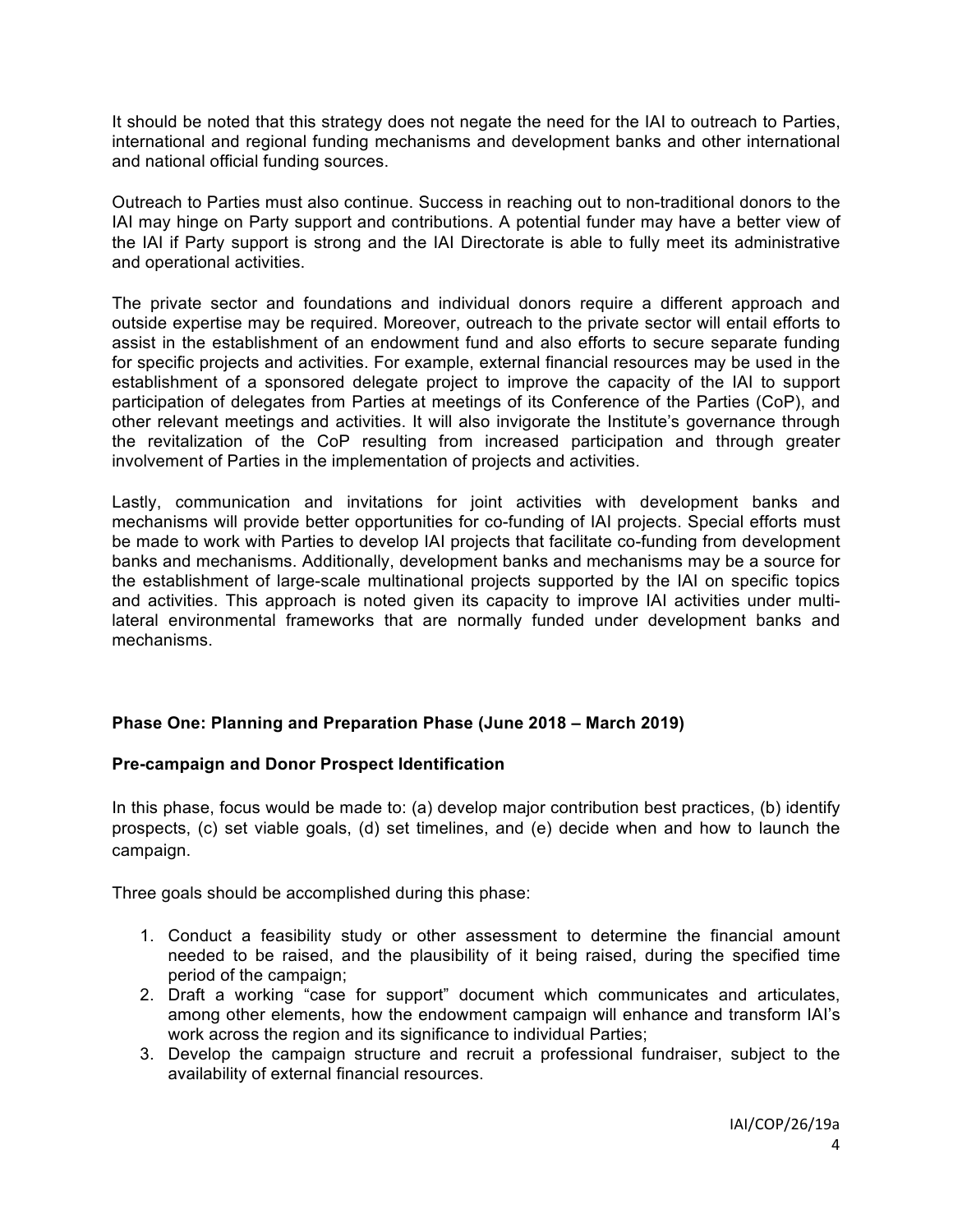It should be noted that this strategy does not negate the need for the IAI to outreach to Parties, international and regional funding mechanisms and development banks and other international and national official funding sources.

Outreach to Parties must also continue. Success in reaching out to non-traditional donors to the IAI may hinge on Party support and contributions. A potential funder may have a better view of the IAI if Party support is strong and the IAI Directorate is able to fully meet its administrative and operational activities.

The private sector and foundations and individual donors require a different approach and outside expertise may be required. Moreover, outreach to the private sector will entail efforts to assist in the establishment of an endowment fund and also efforts to secure separate funding for specific projects and activities. For example, external financial resources may be used in the establishment of a sponsored delegate project to improve the capacity of the IAI to support participation of delegates from Parties at meetings of its Conference of the Parties (CoP), and other relevant meetings and activities. It will also invigorate the Institute's governance through the revitalization of the CoP resulting from increased participation and through greater involvement of Parties in the implementation of projects and activities.

Lastly, communication and invitations for joint activities with development banks and mechanisms will provide better opportunities for co-funding of IAI projects. Special efforts must be made to work with Parties to develop IAI projects that facilitate co-funding from development banks and mechanisms. Additionally, development banks and mechanisms may be a source for the establishment of large-scale multinational projects supported by the IAI on specific topics and activities. This approach is noted given its capacity to improve IAI activities under multi-lateral environmental frameworks that are normally funded under development banks and mechanisms.

**Phase One: Planning and Preparation Phase (June 2018 – March 2019)**

**Pre-campaign and Donor Prospect Identification**

In this phase, focus would be made to: (a) develop major contribution best practices, (b) identify prospects, (c) set viable goals, (d) set timelines, and (e) decide when and how to launch the campaign.

Three goals should be accomplished during this phase:

1. Conduct a feasibility study or other assessment to determine the financial amount needed to be raised, and the plausibility of it being raised, during the specified time period of the campaign;
2. Draft a working "case for support" document which communicates and articulates, among other elements, how the endowment campaign will enhance and transform IAI's work across the region and its significance to individual Parties;
3. Develop the campaign structure and recruit a professional fundraiser, subject to the availability of external financial resources.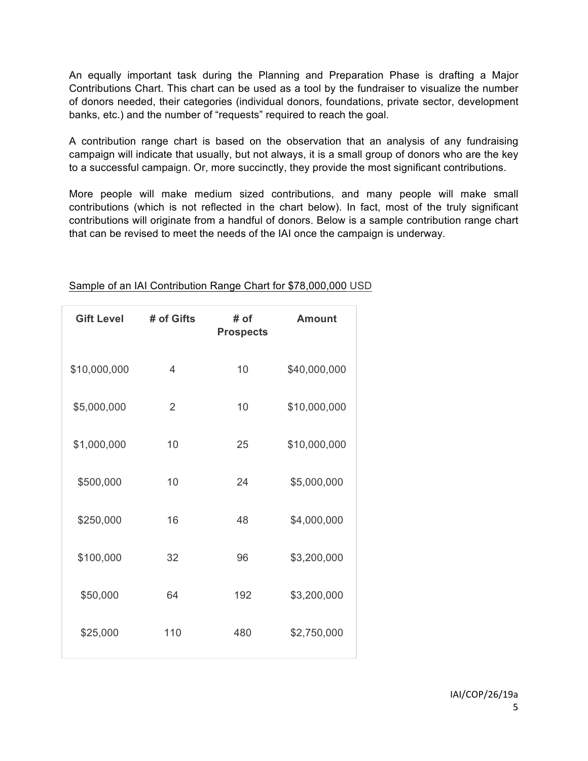An equally important task during the Planning and Preparation Phase is drafting a Major Contributions Chart. This chart can be used as a tool by the fundraiser to visualize the number of donors needed, their categories (individual donors, foundations, private sector, development banks, etc.) and the number of "requests" required to reach the goal.

A contribution range chart is based on the observation that an analysis of any fundraising campaign will indicate that usually, but not always, it is a small group of donors who are the key to a successful campaign. Or, more succinctly, they provide the most significant contributions.

More people will make medium sized contributions, and many people will make small contributions (which is not reflected in the chart below). In fact, most of the truly significant contributions will originate from a handful of donors. Below is a sample contribution range chart that can be revised to meet the needs of the IAI once the campaign is underway.

<u>Sample of an IAI Contribution Range Chart for $78,000,000 USD</u>

| Gift Level | # of Gifts | # of Prospects | Amount |
|---|---|---|---|
| $10,000,000 | 4 | 10 | $40,000,000 |
| $5,000,000 | 2 | 10 | $10,000,000 |
| $1,000,000 | 10 | 25 | $10,000,000 |
| $500,000 | 10 | 24 | $5,000,000 |
| $250,000 | 16 | 48 | $4,000,000 |
| $100,000 | 32 | 96 | $3,200,000 |
| $50,000 | 64 | 192 | $3,200,000 |
| $25,000 | 110 | 480 | $2,750,000 |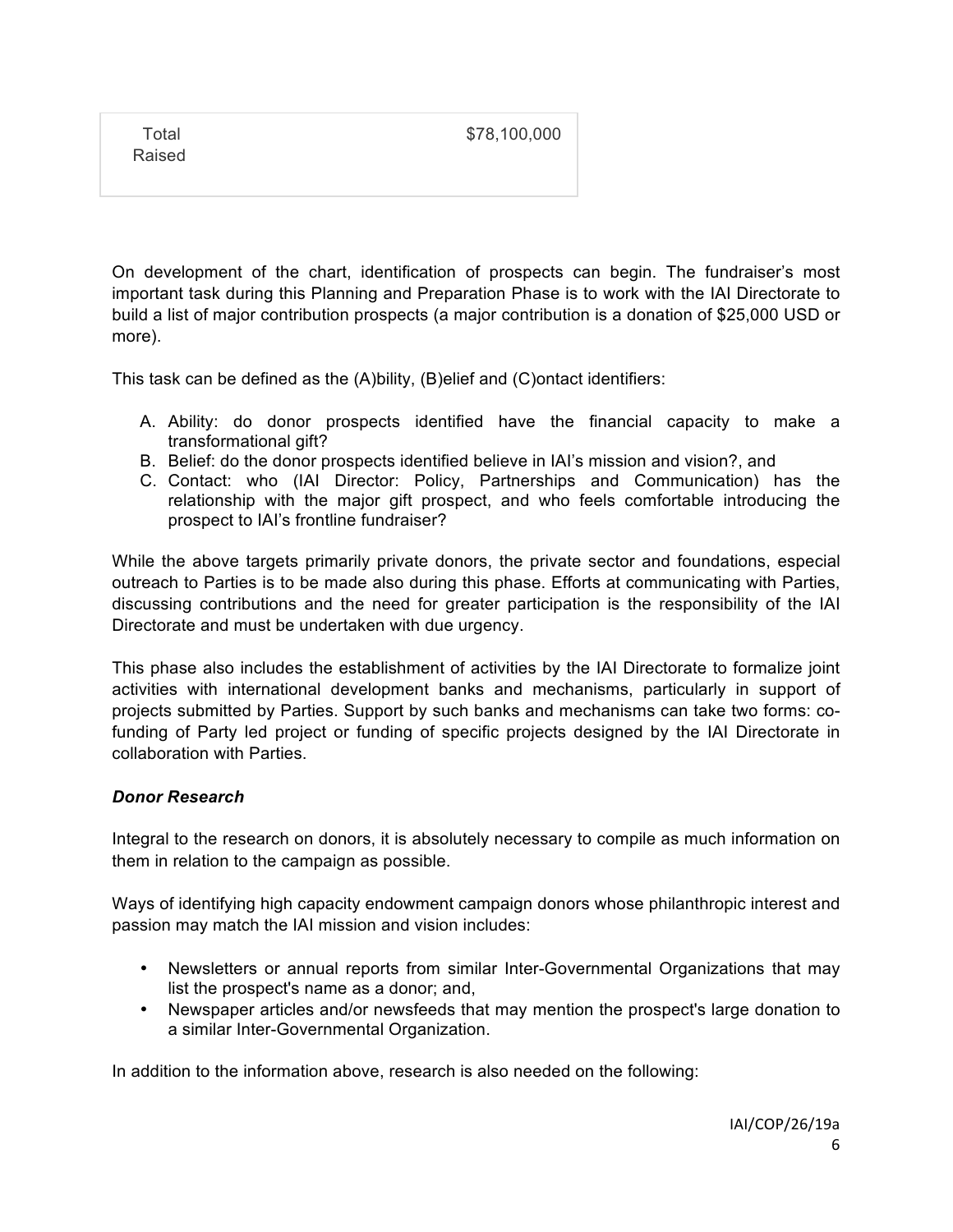| Total Raised | $78,100,000 |
|---|---|

On development of the chart, identification of prospects can begin. The fundraiser's most important task during this Planning and Preparation Phase is to work with the IAI Directorate to build a list of major contribution prospects (a major contribution is a donation of $25,000 USD or more).

This task can be defined as the (A)bility, (B)elief and (C)ontact identifiers:

A. Ability: do donor prospects identified have the financial capacity to make a transformational gift?
B. Belief: do the donor prospects identified believe in IAI's mission and vision?, and
C. Contact: who (IAI Director: Policy, Partnerships and Communication) has the relationship with the major gift prospect, and who feels comfortable introducing the prospect to IAI's frontline fundraiser?

While the above targets primarily private donors, the private sector and foundations, especial outreach to Parties is to be made also during this phase. Efforts at communicating with Parties, discussing contributions and the need for greater participation is the responsibility of the IAI Directorate and must be undertaken with due urgency.

This phase also includes the establishment of activities by the IAI Directorate to formalize joint activities with international development banks and mechanisms, particularly in support of projects submitted by Parties. Support by such banks and mechanisms can take two forms: co-funding of Party led project or funding of specific projects designed by the IAI Directorate in collaboration with Parties.

***Donor Research***

Integral to the research on donors, it is absolutely necessary to compile as much information on them in relation to the campaign as possible.

Ways of identifying high capacity endowment campaign donors whose philanthropic interest and passion may match the IAI mission and vision includes:

- Newsletters or annual reports from similar Inter-Governmental Organizations that may list the prospect's name as a donor; and,
- Newspaper articles and/or newsfeeds that may mention the prospect's large donation to a similar Inter-Governmental Organization.

In addition to the information above, research is also needed on the following: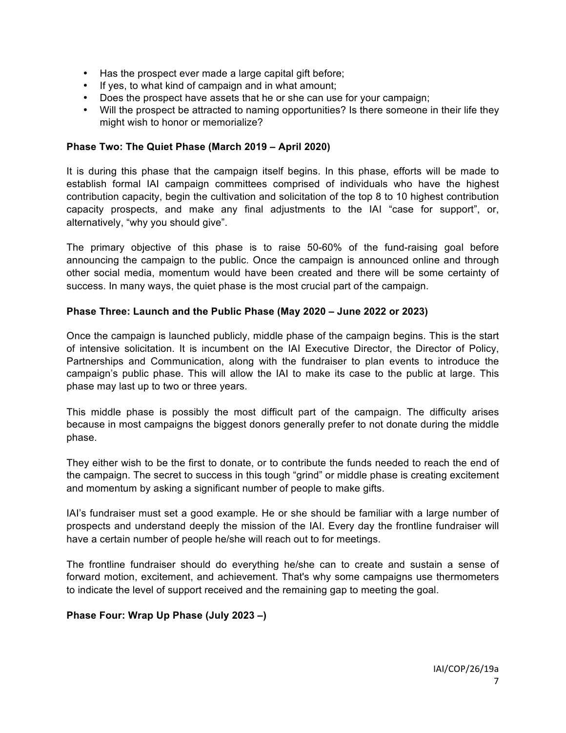- Has the prospect ever made a large capital gift before;
- If yes, to what kind of campaign and in what amount;
- Does the prospect have assets that he or she can use for your campaign;
- Will the prospect be attracted to naming opportunities? Is there someone in their life they might wish to honor or memorialize?

**Phase Two: The Quiet Phase (March 2019 – April 2020)**

It is during this phase that the campaign itself begins. In this phase, efforts will be made to establish formal IAI campaign committees comprised of individuals who have the highest contribution capacity, begin the cultivation and solicitation of the top 8 to 10 highest contribution capacity prospects, and make any final adjustments to the IAI "case for support", or, alternatively, "why you should give".

The primary objective of this phase is to raise 50-60% of the fund-raising goal before announcing the campaign to the public. Once the campaign is announced online and through other social media, momentum would have been created and there will be some certainty of success. In many ways, the quiet phase is the most crucial part of the campaign.

**Phase Three: Launch and the Public Phase (May 2020 – June 2022 or 2023)**

Once the campaign is launched publicly, middle phase of the campaign begins. This is the start of intensive solicitation. It is incumbent on the IAI Executive Director, the Director of Policy, Partnerships and Communication, along with the fundraiser to plan events to introduce the campaign's public phase. This will allow the IAI to make its case to the public at large. This phase may last up to two or three years.

This middle phase is possibly the most difficult part of the campaign. The difficulty arises because in most campaigns the biggest donors generally prefer to not donate during the middle phase.

They either wish to be the first to donate, or to contribute the funds needed to reach the end of the campaign. The secret to success in this tough "grind" or middle phase is creating excitement and momentum by asking a significant number of people to make gifts.

IAI's fundraiser must set a good example. He or she should be familiar with a large number of prospects and understand deeply the mission of the IAI. Every day the frontline fundraiser will have a certain number of people he/she will reach out to for meetings.

The frontline fundraiser should do everything he/she can to create and sustain a sense of forward motion, excitement, and achievement. That's why some campaigns use thermometers to indicate the level of support received and the remaining gap to meeting the goal.

**Phase Four: Wrap Up Phase (July 2023 –)**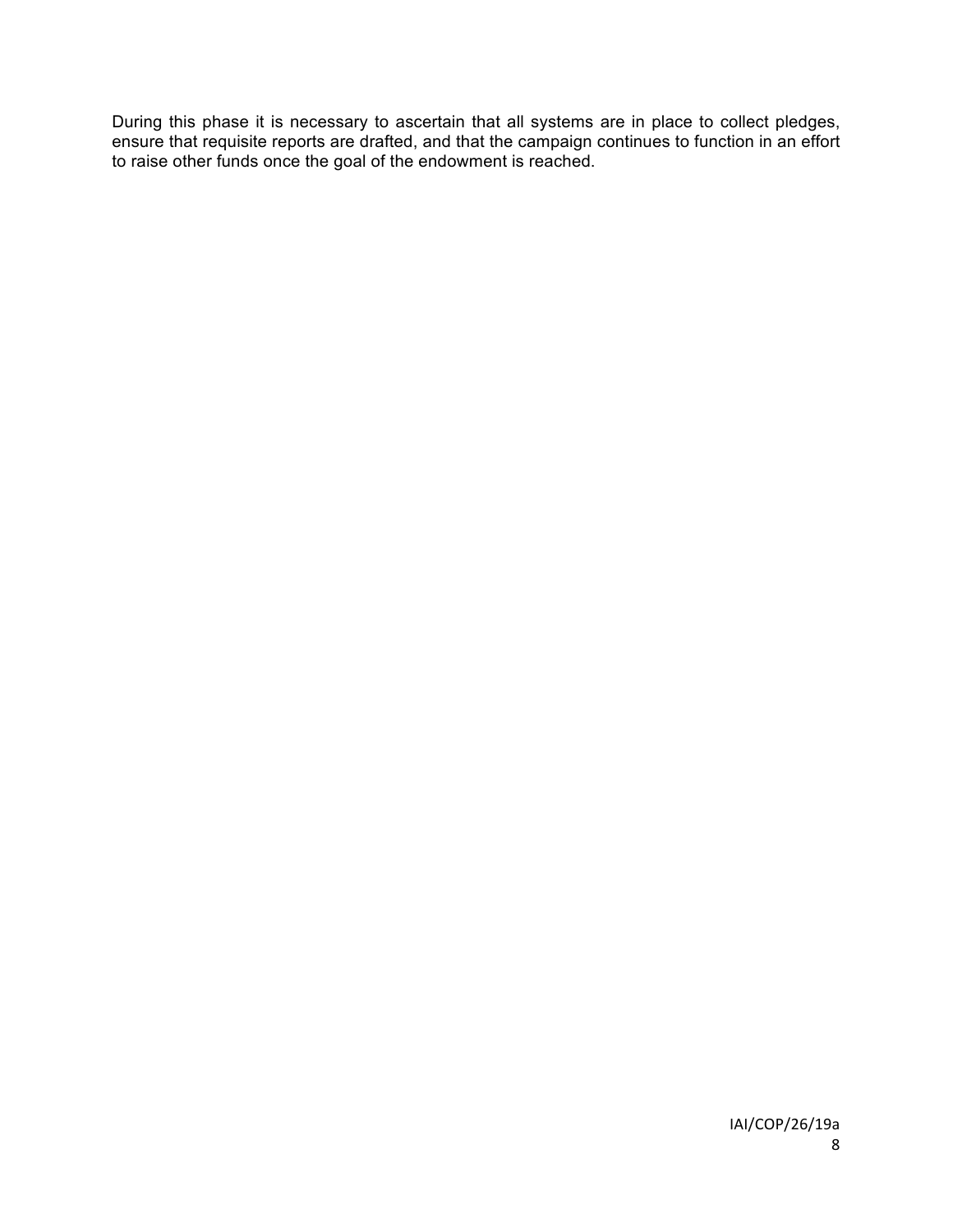During this phase it is necessary to ascertain that all systems are in place to collect pledges, ensure that requisite reports are drafted, and that the campaign continues to function in an effort to raise other funds once the goal of the endowment is reached.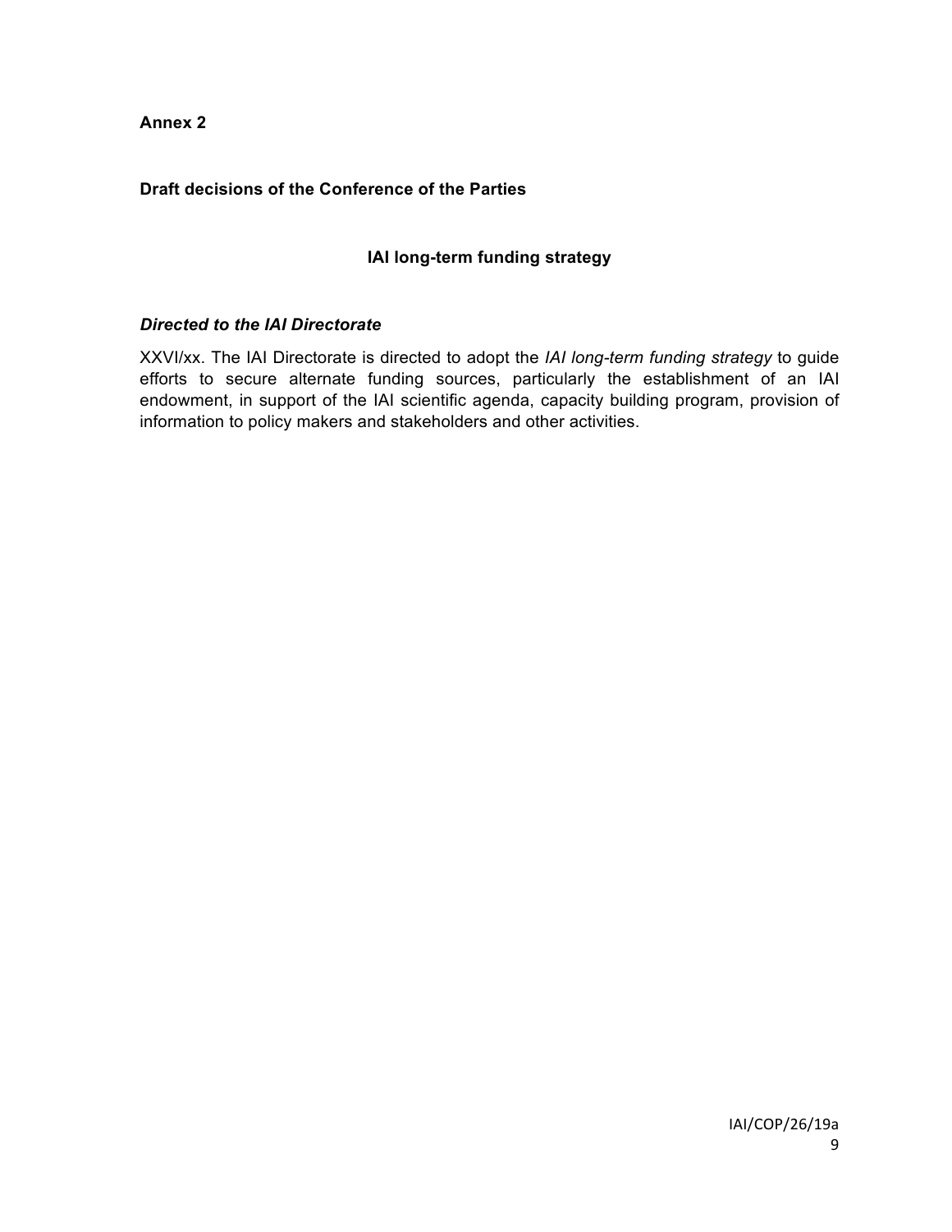**Annex 2**

**Draft decisions of the Conference of the Parties**

**IAI long-term funding strategy**

***Directed to the IAI Directorate***

XXVI/xx. The IAI Directorate is directed to adopt the *IAI long-term funding strategy* to guide efforts to secure alternate funding sources, particularly the establishment of an IAI endowment, in support of the IAI scientific agenda, capacity building program, provision of information to policy makers and stakeholders and other activities.